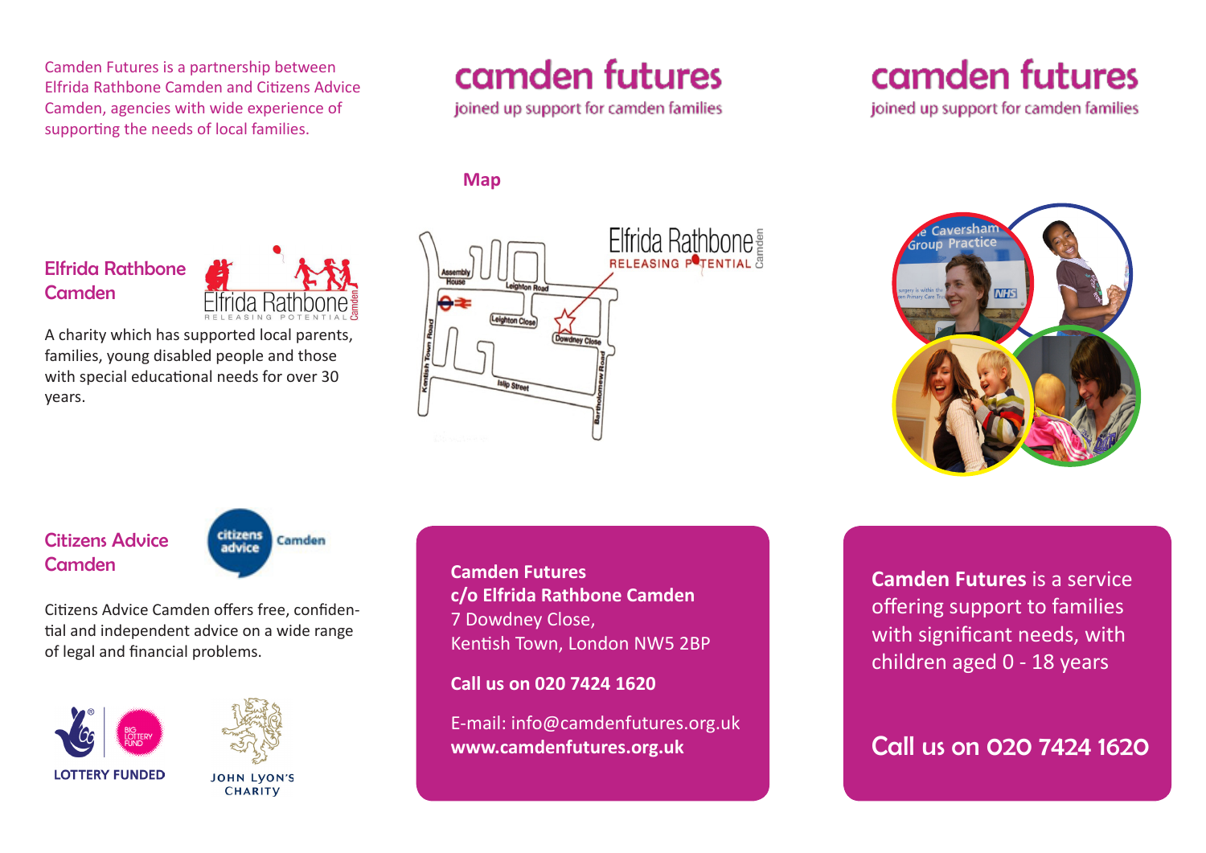Camden Futures is a partnership between Elfrida Rathbone Camden and Citizens Advice Camden, agencies with wide experience of supporting the needs of local families.

## Elfrida Rathbone Camden

A charity which has supported local parents, families, young disabled people and those with special educational needs for over 30 years.

## Citizens Advice Camden

Citizens Advice Camden offers free, confidential and independent advice on a wide range of legal and financial problems.

LOTTERY FUNDED

JOHN LYON'S CHARITY

# camden futures

joined up support for camden families

## Map

**Camden Futures**
**c/o Elfrida Rathbone Camden**
7 Dowdney Close,
Kentish Town, London NW5 2BP

**Call us on 020 7424 1620**

E-mail: info@camdenfutures.org.uk
**www.camdenfutures.org.uk**

# camden futures

joined up support for camden families

**Camden Futures** is a service offering support to families with significant needs, with children aged 0 - 18 years

## Call us on 020 7424 1620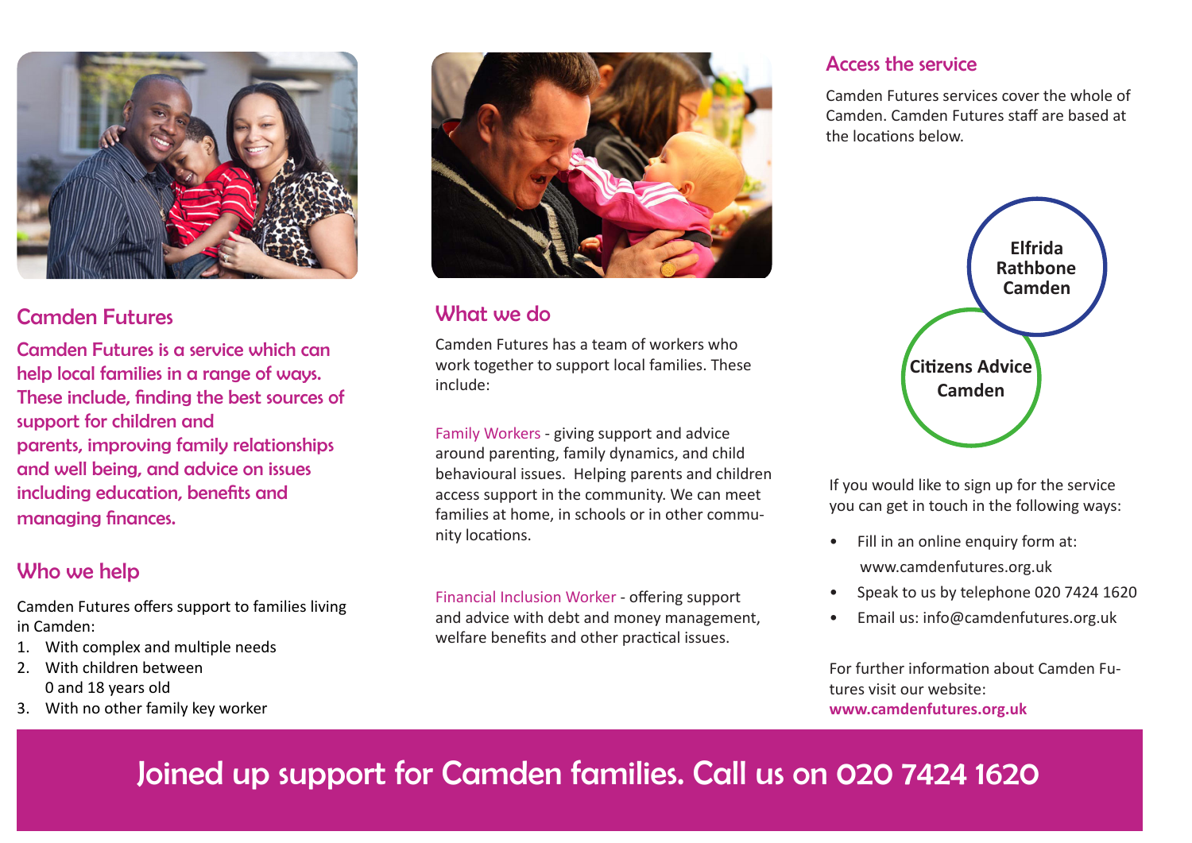## Camden Futures

**Camden Futures is a service which can help local families in a range of ways. These include, finding the best sources of support for children and parents, improving family relationships and well being, and advice on issues including education, benefits and managing finances.**

## Who we help

Camden Futures offers support to families living in Camden:

1. With complex and multiple needs
2. With children between 0 and 18 years old
3. With no other family key worker

## What we do

Camden Futures has a team of workers who work together to support local families. These include:

Family Workers - giving support and advice around parenting, family dynamics, and child behavioural issues. Helping parents and children access support in the community. We can meet families at home, in schools or in other community locations.

Financial Inclusion Worker - offering support and advice with debt and money management, welfare benefits and other practical issues.

## Access the service

Camden Futures services cover the whole of Camden. Camden Futures staff are based at the locations below.

Elfrida Rathbone Camden

Citizens Advice Camden

If you would like to sign up for the service you can get in touch in the following ways:

- Fill in an online enquiry form at: www.camdenfutures.org.uk
- Speak to us by telephone 020 7424 1620
- Email us: info@camdenfutures.org.uk

For further information about Camden Futures visit our website:
**www.camdenfutures.org.uk**

Joined up support for Camden families. Call us on 020 7424 1620